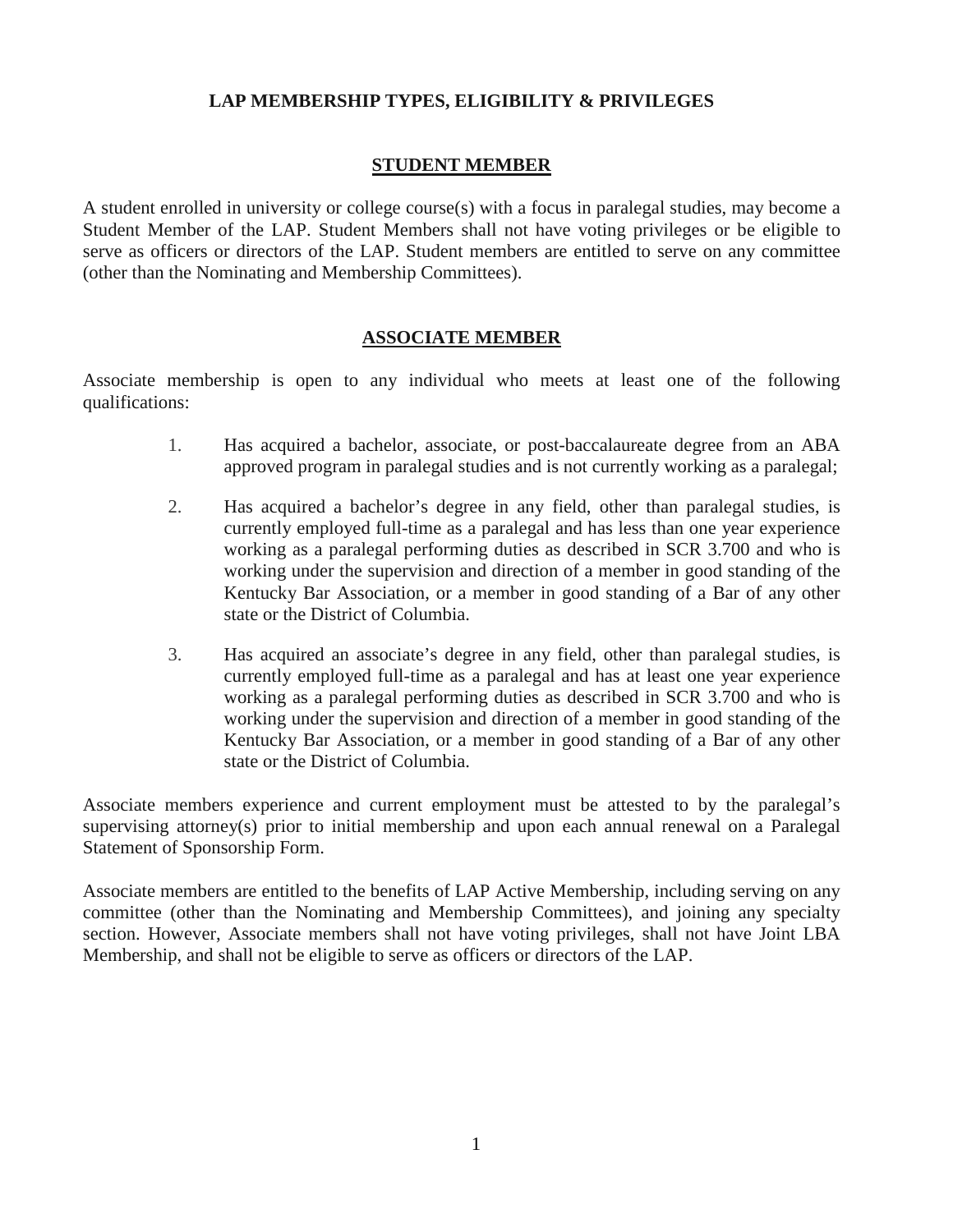# LAP MEMBERSHIP TYPES, ELIGIBILITY & PRIVILEGES

## STUDENT MEMBER

A student enrolled in university or college course(s) with a focus in paralegal studies, may become a Student Member of the LAP. Student Members shall not have voting privileges or be eligible to serve as officers or directors of the LAP. Student members are entitled to serve on any committee (other than the Nominating and Membership Committees).

## ASSOCIATE MEMBER

Associate membership is open to any individual who meets at least one of the following qualifications:

1. Has acquired a bachelor, associate, or post-baccalaureate degree from an ABA approved program in paralegal studies and is not currently working as a paralegal;
2. Has acquired a bachelor's degree in any field, other than paralegal studies, is currently employed full-time as a paralegal and has less than one year experience working as a paralegal performing duties as described in SCR 3.700 and who is working under the supervision and direction of a member in good standing of the Kentucky Bar Association, or a member in good standing of a Bar of any other state or the District of Columbia.
3. Has acquired an associate's degree in any field, other than paralegal studies, is currently employed full-time as a paralegal and has at least one year experience working as a paralegal performing duties as described in SCR 3.700 and who is working under the supervision and direction of a member in good standing of the Kentucky Bar Association, or a member in good standing of a Bar of any other state or the District of Columbia.

Associate members experience and current employment must be attested to by the paralegal's supervising attorney(s) prior to initial membership and upon each annual renewal on a Paralegal Statement of Sponsorship Form.

Associate members are entitled to the benefits of LAP Active Membership, including serving on any committee (other than the Nominating and Membership Committees), and joining any specialty section. However, Associate members shall not have voting privileges, shall not have Joint LBA Membership, and shall not be eligible to serve as officers or directors of the LAP.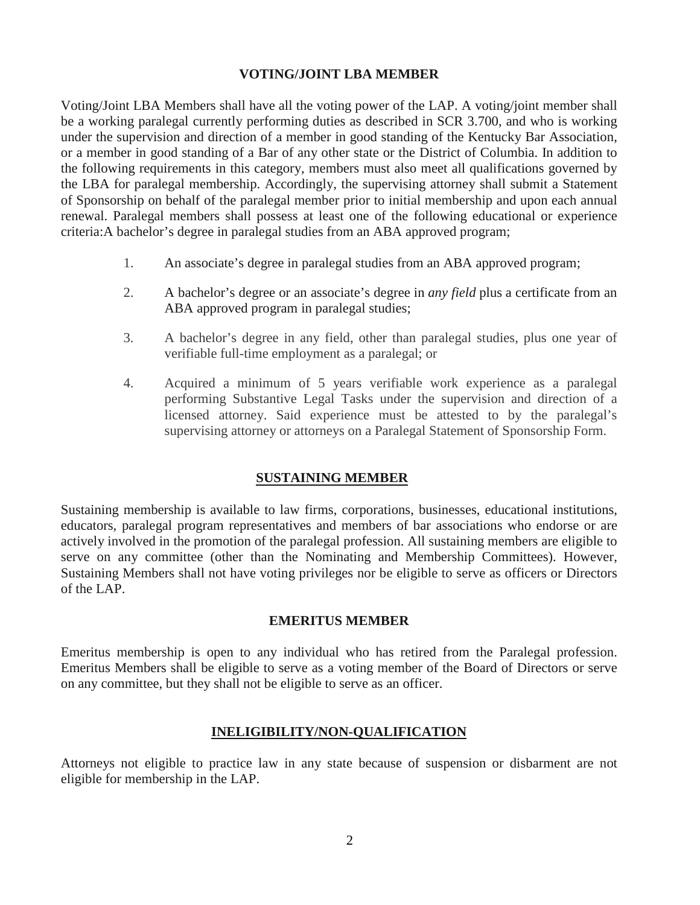**VOTING/JOINT LBA MEMBER**

Voting/Joint LBA Members shall have all the voting power of the LAP. A voting/joint member shall be a working paralegal currently performing duties as described in SCR 3.700, and who is working under the supervision and direction of a member in good standing of the Kentucky Bar Association, or a member in good standing of a Bar of any other state or the District of Columbia. In addition to the following requirements in this category, members must also meet all qualifications governed by the LBA for paralegal membership. Accordingly, the supervising attorney shall submit a Statement of Sponsorship on behalf of the paralegal member prior to initial membership and upon each annual renewal. Paralegal members shall possess at least one of the following educational or experience criteria:A bachelor's degree in paralegal studies from an ABA approved program;

1. An associate's degree in paralegal studies from an ABA approved program;
2. A bachelor's degree or an associate's degree in *any field* plus a certificate from an ABA approved program in paralegal studies;
3. A bachelor's degree in any field, other than paralegal studies, plus one year of verifiable full-time employment as a paralegal; or
4. Acquired a minimum of 5 years verifiable work experience as a paralegal performing Substantive Legal Tasks under the supervision and direction of a licensed attorney. Said experience must be attested to by the paralegal's supervising attorney or attorneys on a Paralegal Statement of Sponsorship Form.

**SUSTAINING MEMBER**

Sustaining membership is available to law firms, corporations, businesses, educational institutions, educators, paralegal program representatives and members of bar associations who endorse or are actively involved in the promotion of the paralegal profession. All sustaining members are eligible to serve on any committee (other than the Nominating and Membership Committees). However, Sustaining Members shall not have voting privileges nor be eligible to serve as officers or Directors of the LAP.

**EMERITUS MEMBER**

Emeritus membership is open to any individual who has retired from the Paralegal profession. Emeritus Members shall be eligible to serve as a voting member of the Board of Directors or serve on any committee, but they shall not be eligible to serve as an officer.

**INELIGIBILITY/NON-QUALIFICATION**

Attorneys not eligible to practice law in any state because of suspension or disbarment are not eligible for membership in the LAP.